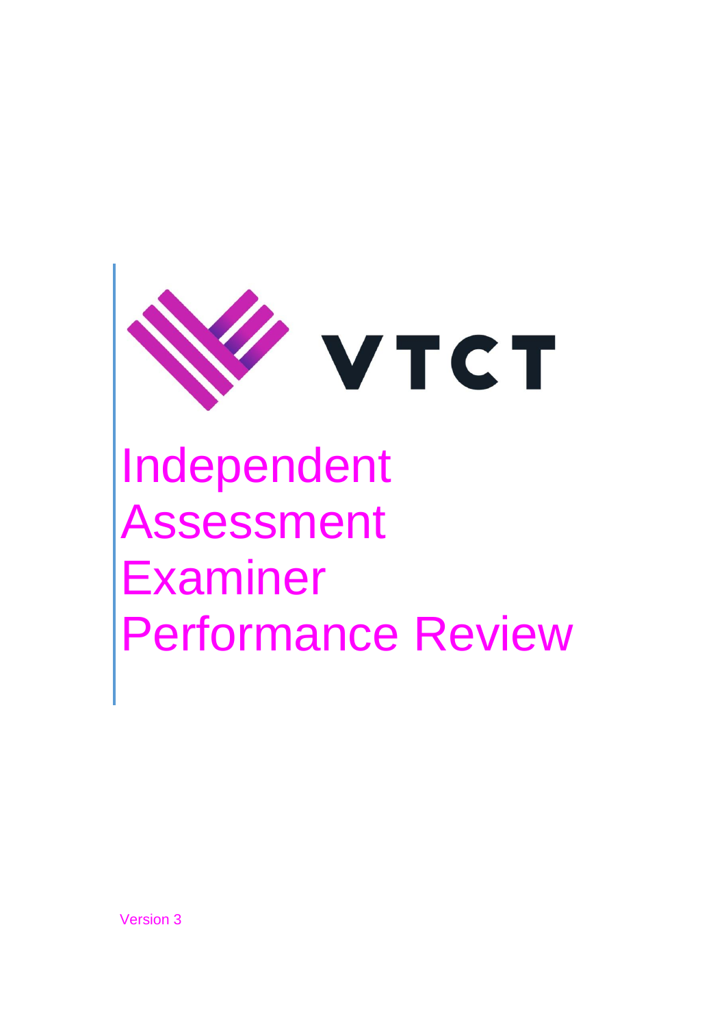VTCT

# Independent Assessment Examiner Performance Review

Version 3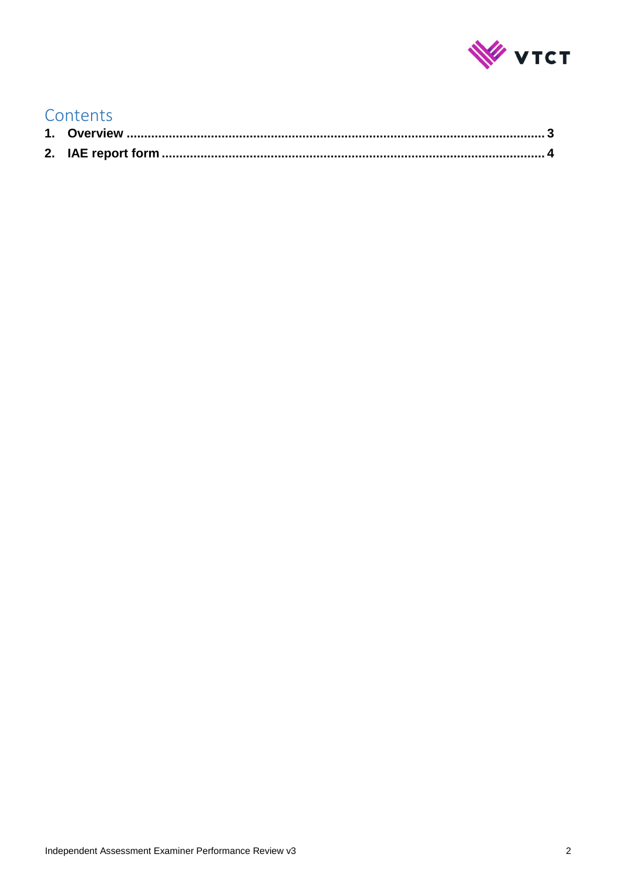# Contents

1. **Overview** ..................................................................................................................... **3**
2. **IAE report form** ............................................................................................................ **4**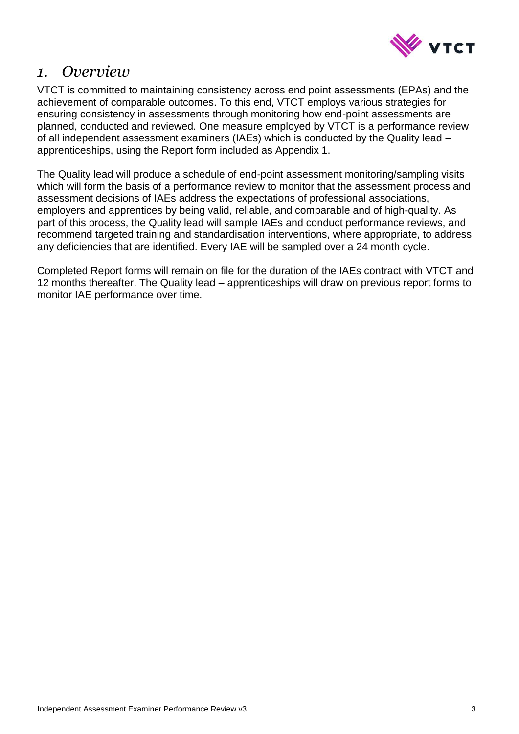# 1. Overview

VTCT is committed to maintaining consistency across end point assessments (EPAs) and the achievement of comparable outcomes. To this end, VTCT employs various strategies for ensuring consistency in assessments through monitoring how end-point assessments are planned, conducted and reviewed. One measure employed by VTCT is a performance review of all independent assessment examiners (IAEs) which is conducted by the Quality lead – apprenticeships, using the Report form included as Appendix 1.

The Quality lead will produce a schedule of end-point assessment monitoring/sampling visits which will form the basis of a performance review to monitor that the assessment process and assessment decisions of IAEs address the expectations of professional associations, employers and apprentices by being valid, reliable, and comparable and of high-quality. As part of this process, the Quality lead will sample IAEs and conduct performance reviews, and recommend targeted training and standardisation interventions, where appropriate, to address any deficiencies that are identified. Every IAE will be sampled over a 24 month cycle.

Completed Report forms will remain on file for the duration of the IAEs contract with VTCT and 12 months thereafter. The Quality lead – apprenticeships will draw on previous report forms to monitor IAE performance over time.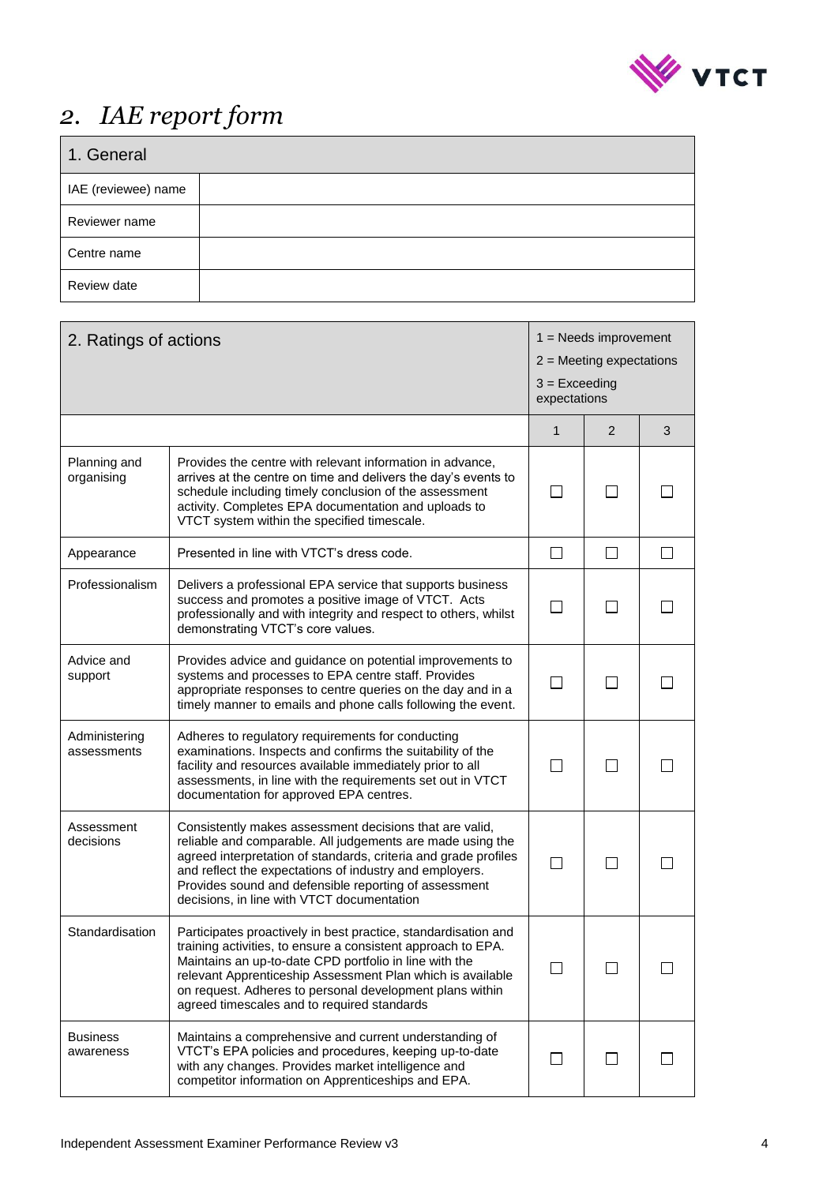# 2. *IAE report form*

| 1. General | |
|---|---|
| IAE (reviewee) name | |
| Reviewer name | |
| Centre name | |
| Review date | |

| 2. Ratings of actions | | 1 = Needs improvement<br>2 = Meeting expectations<br>3 = Exceeding expectations | | |
|---|---|---|---|---|
| | | 1 | 2 | 3 |
| Planning and organising | Provides the centre with relevant information in advance, arrives at the centre on time and delivers the day's events to schedule including timely conclusion of the assessment activity. Completes EPA documentation and uploads to VTCT system within the specified timescale. | ☐ | ☐ | ☐ |
| Appearance | Presented in line with VTCT's dress code. | ☐ | ☐ | ☐ |
| Professionalism | Delivers a professional EPA service that supports business success and promotes a positive image of VTCT. Acts professionally and with integrity and respect to others, whilst demonstrating VTCT's core values. | ☐ | ☐ | ☐ |
| Advice and support | Provides advice and guidance on potential improvements to systems and processes to EPA centre staff. Provides appropriate responses to centre queries on the day and in a timely manner to emails and phone calls following the event. | ☐ | ☐ | ☐ |
| Administering assessments | Adheres to regulatory requirements for conducting examinations. Inspects and confirms the suitability of the facility and resources available immediately prior to all assessments, in line with the requirements set out in VTCT documentation for approved EPA centres. | ☐ | ☐ | ☐ |
| Assessment decisions | Consistently makes assessment decisions that are valid, reliable and comparable. All judgements are made using the agreed interpretation of standards, criteria and grade profiles and reflect the expectations of industry and employers. Provides sound and defensible reporting of assessment decisions, in line with VTCT documentation | ☐ | ☐ | ☐ |
| Standardisation | Participates proactively in best practice, standardisation and training activities, to ensure a consistent approach to EPA. Maintains an up-to-date CPD portfolio in line with the relevant Apprenticeship Assessment Plan which is available on request. Adheres to personal development plans within agreed timescales and to required standards | ☐ | ☐ | ☐ |
| Business awareness | Maintains a comprehensive and current understanding of VTCT's EPA policies and procedures, keeping up-to-date with any changes. Provides market intelligence and competitor information on Apprenticeships and EPA. | ☐ | ☐ | ☐ |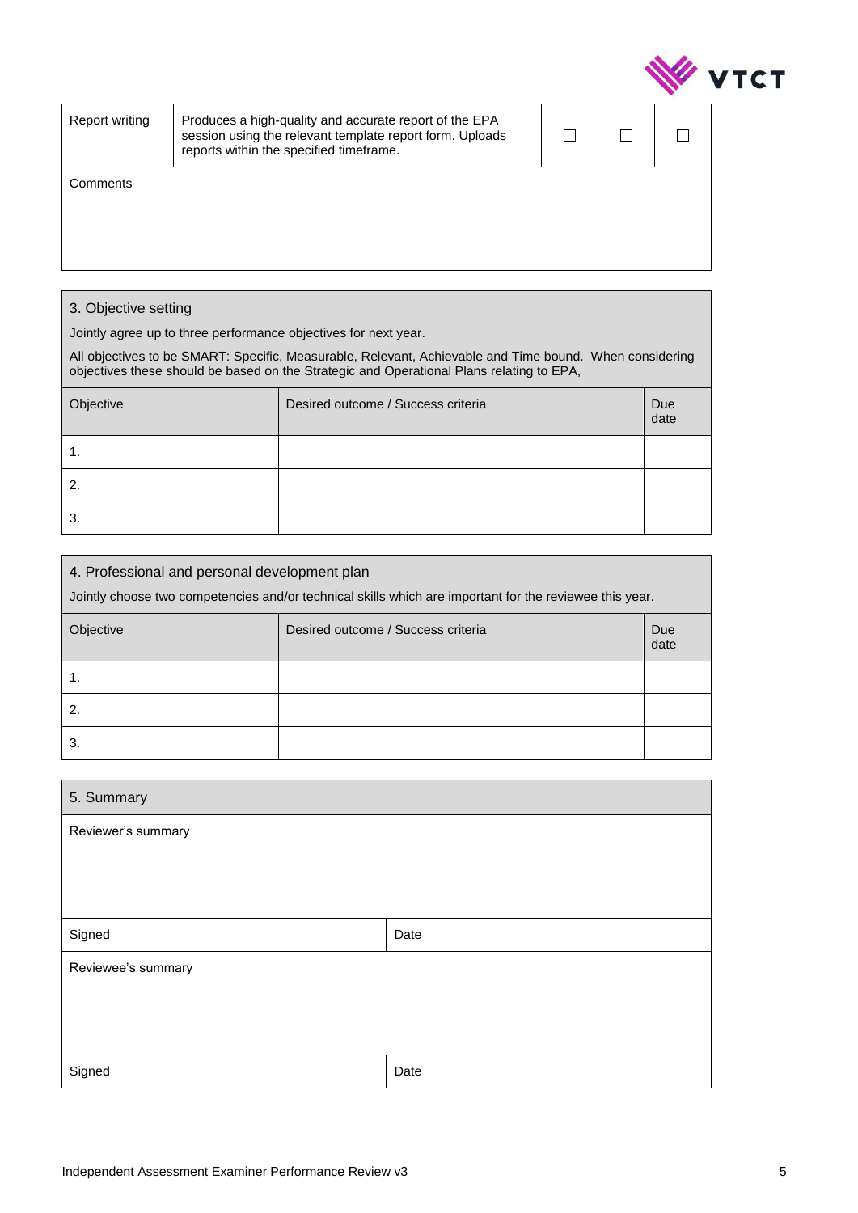| | | | | |
|---|---|---|---|---|
| Report writing | Produces a high-quality and accurate report of the EPA session using the relevant template report form. Uploads reports within the specified timeframe. | ☐ | ☐ | ☐ |
| Comments | | | | |

## 3. Objective setting

Jointly agree up to three performance objectives for next year.

All objectives to be SMART: Specific, Measurable, Relevant, Achievable and Time bound. When considering objectives these should be based on the Strategic and Operational Plans relating to EPA,

| Objective | Desired outcome / Success criteria | Due date |
|---|---|---|
| 1. | | |
| 2. | | |
| 3. | | |

## 4. Professional and personal development plan

Jointly choose two competencies and/or technical skills which are important for the reviewee this year.

| Objective | Desired outcome / Success criteria | Due date |
|---|---|---|
| 1. | | |
| 2. | | |
| 3. | | |

## 5. Summary

| | |
|---|---|
| Reviewer's summary | |
| Signed | Date |
| Reviewee's summary | |
| Signed | Date |